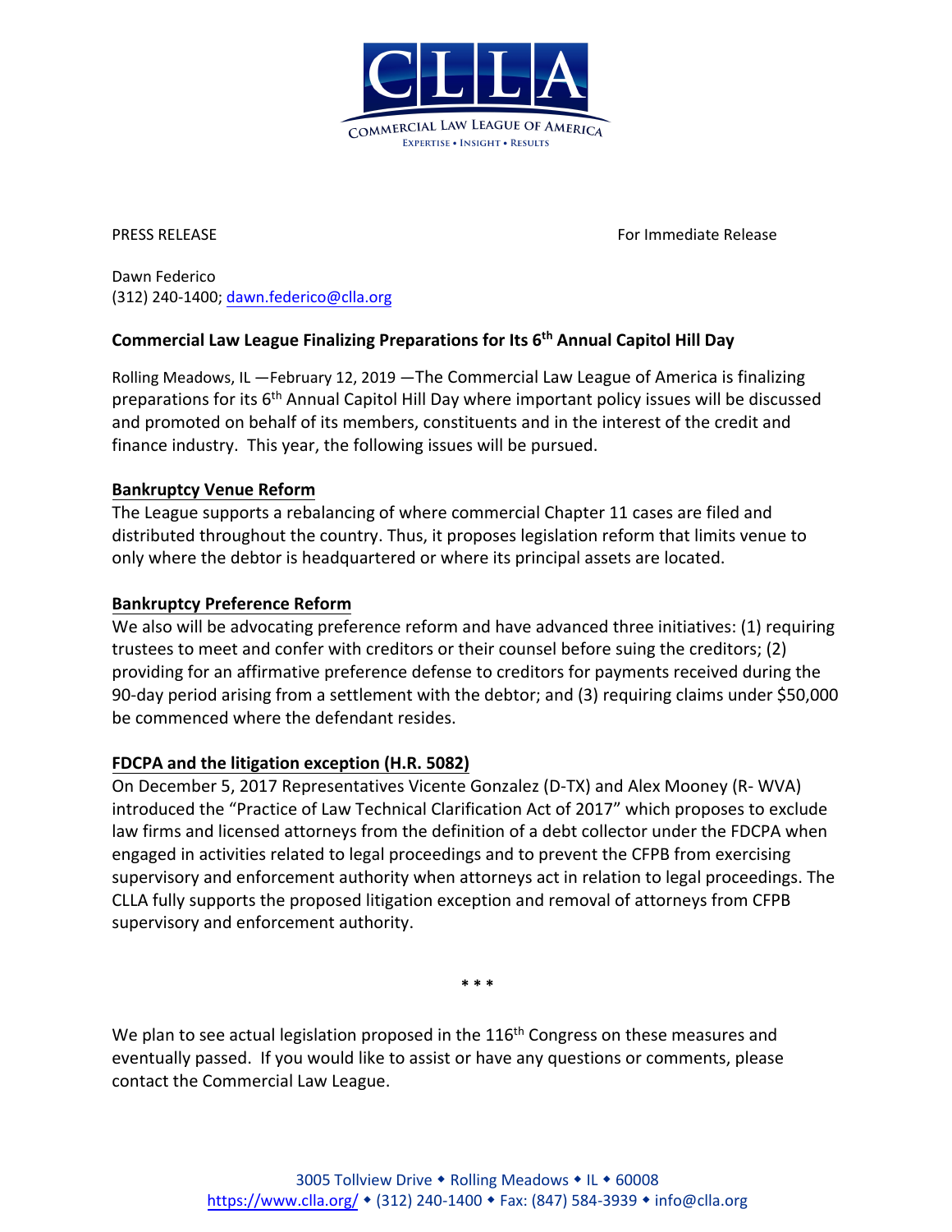# CLLA

COMMERCIAL LAW LEAGUE OF AMERICA

EXPERTISE • INSIGHT • RESULTS

PRESS RELEASE

For Immediate Release

Dawn Federico
(312) 240-1400; dawn.federico@clla.org

**Commercial Law League Finalizing Preparations for Its 6th Annual Capitol Hill Day**

Rolling Meadows, IL —February 12, 2019 —The Commercial Law League of America is finalizing preparations for its 6th Annual Capitol Hill Day where important policy issues will be discussed and promoted on behalf of its members, constituents and in the interest of the credit and finance industry. This year, the following issues will be pursued.

**Bankruptcy Venue Reform**

The League supports a rebalancing of where commercial Chapter 11 cases are filed and distributed throughout the country. Thus, it proposes legislation reform that limits venue to only where the debtor is headquartered or where its principal assets are located.

**Bankruptcy Preference Reform**

We also will be advocating preference reform and have advanced three initiatives: (1) requiring trustees to meet and confer with creditors or their counsel before suing the creditors; (2) providing for an affirmative preference defense to creditors for payments received during the 90-day period arising from a settlement with the debtor; and (3) requiring claims under $50,000 be commenced where the defendant resides.

**FDCPA and the litigation exception (H.R. 5082)**

On December 5, 2017 Representatives Vicente Gonzalez (D-TX) and Alex Mooney (R- WVA) introduced the "Practice of Law Technical Clarification Act of 2017" which proposes to exclude law firms and licensed attorneys from the definition of a debt collector under the FDCPA when engaged in activities related to legal proceedings and to prevent the CFPB from exercising supervisory and enforcement authority when attorneys act in relation to legal proceedings. The CLLA fully supports the proposed litigation exception and removal of attorneys from CFPB supervisory and enforcement authority.

\* \* \*

We plan to see actual legislation proposed in the 116th Congress on these measures and eventually passed. If you would like to assist or have any questions or comments, please contact the Commercial Law League.

3005 Tollview Drive ◆ Rolling Meadows ◆ IL ◆ 60008
https://www.clla.org/ ◆ (312) 240-1400 ◆ Fax: (847) 584-3939 ◆ info@clla.org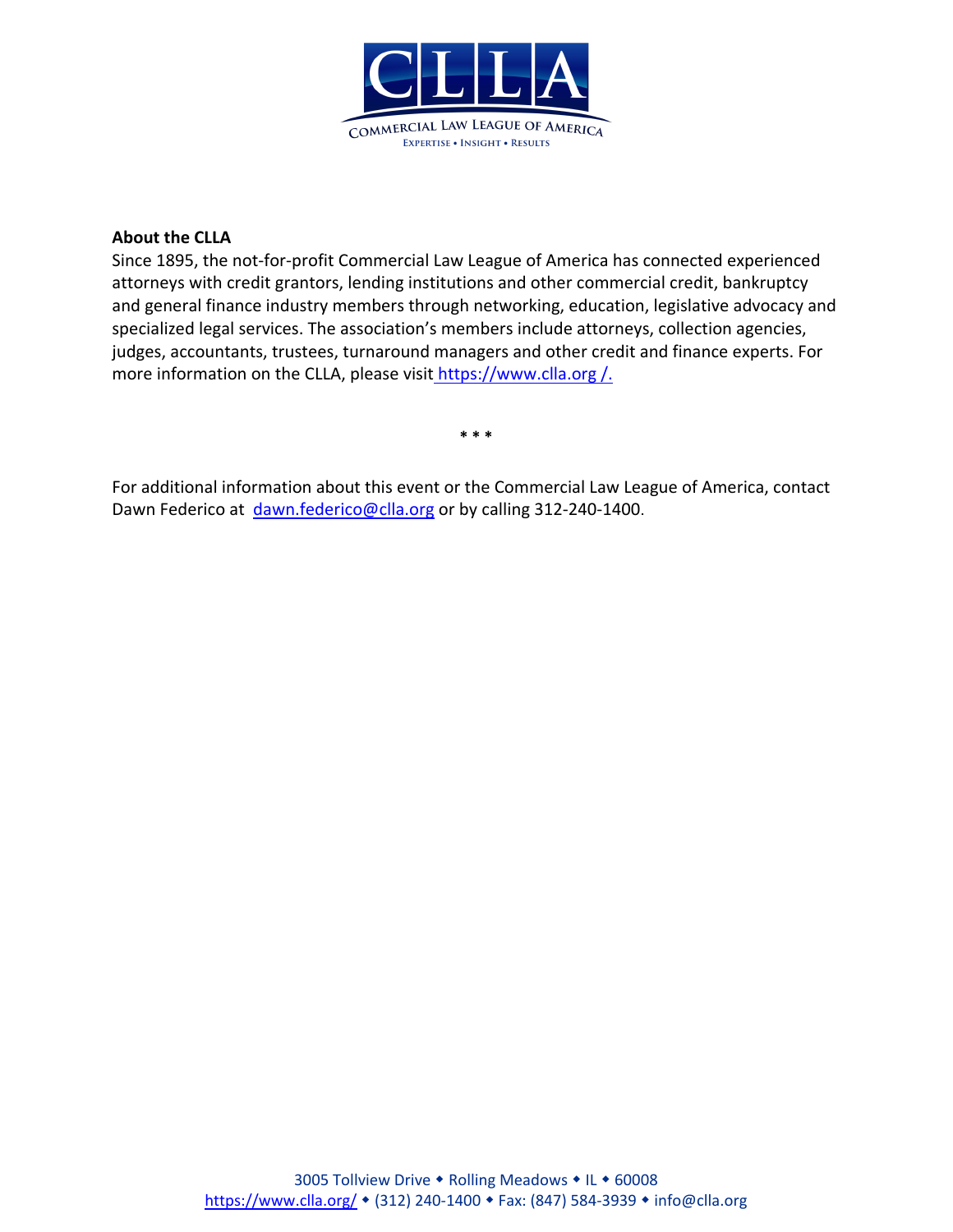**About the CLLA**

Since 1895, the not-for-profit Commercial Law League of America has connected experienced attorneys with credit grantors, lending institutions and other commercial credit, bankruptcy and general finance industry members through networking, education, legislative advocacy and specialized legal services. The association's members include attorneys, collection agencies, judges, accountants, trustees, turnaround managers and other credit and finance experts. For more information on the CLLA, please visit https://www.clla.org /.

\* \* \*

For additional information about this event or the Commercial Law League of America, contact Dawn Federico at dawn.federico@clla.org or by calling 312-240-1400.

3005 Tollview Drive ◆ Rolling Meadows ◆ IL ◆ 60008
https://www.clla.org/ ◆ (312) 240-1400 ◆ Fax: (847) 584-3939 ◆ info@clla.org